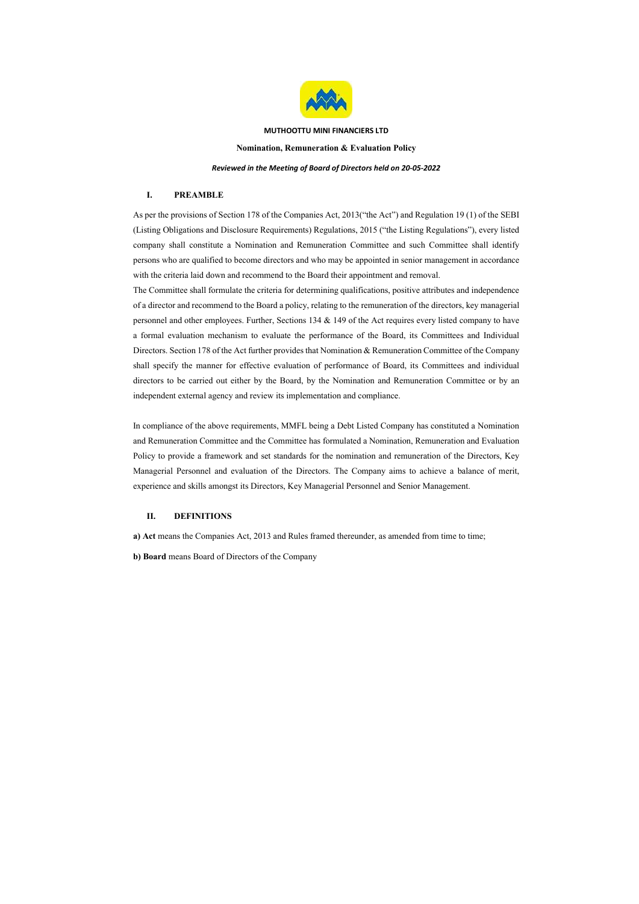**MUTHOOTTU MINI FINANCIERS LTD**

**Nomination, Remuneration & Evaluation Policy**

***Reviewed in the Meeting of Board of Directors held on 20-05-2022***

## I. PREAMBLE

As per the provisions of Section 178 of the Companies Act, 2013("the Act") and Regulation 19 (1) of the SEBI (Listing Obligations and Disclosure Requirements) Regulations, 2015 ("the Listing Regulations"), every listed company shall constitute a Nomination and Remuneration Committee and such Committee shall identify persons who are qualified to become directors and who may be appointed in senior management in accordance with the criteria laid down and recommend to the Board their appointment and removal.

The Committee shall formulate the criteria for determining qualifications, positive attributes and independence of a director and recommend to the Board a policy, relating to the remuneration of the directors, key managerial personnel and other employees. Further, Sections 134 & 149 of the Act requires every listed company to have a formal evaluation mechanism to evaluate the performance of the Board, its Committees and Individual Directors. Section 178 of the Act further provides that Nomination & Remuneration Committee of the Company shall specify the manner for effective evaluation of performance of Board, its Committees and individual directors to be carried out either by the Board, by the Nomination and Remuneration Committee or by an independent external agency and review its implementation and compliance.

In compliance of the above requirements, MMFL being a Debt Listed Company has constituted a Nomination and Remuneration Committee and the Committee has formulated a Nomination, Remuneration and Evaluation Policy to provide a framework and set standards for the nomination and remuneration of the Directors, Key Managerial Personnel and evaluation of the Directors. The Company aims to achieve a balance of merit, experience and skills amongst its Directors, Key Managerial Personnel and Senior Management.

## II. DEFINITIONS

**a) Act** means the Companies Act, 2013 and Rules framed thereunder, as amended from time to time;

**b) Board** means Board of Directors of the Company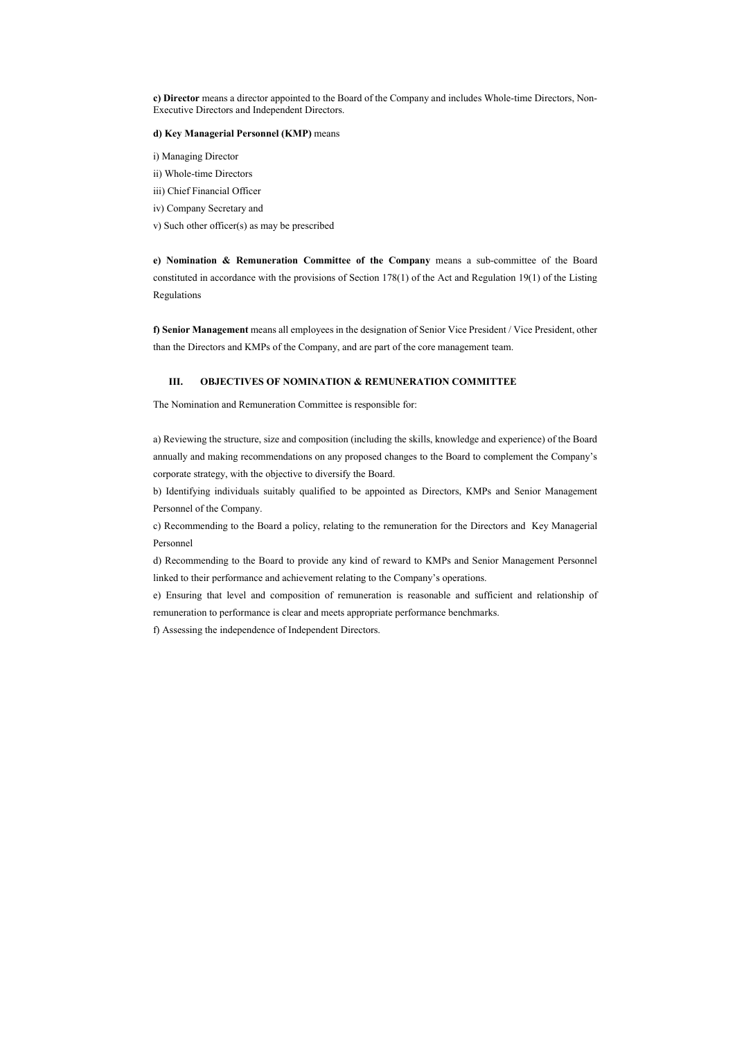**c) Director** means a director appointed to the Board of the Company and includes Whole-time Directors, Non-Executive Directors and Independent Directors.

**d) Key Managerial Personnel (KMP)** means

i) Managing Director

ii) Whole-time Directors

iii) Chief Financial Officer

iv) Company Secretary and

v) Such other officer(s) as may be prescribed

**e) Nomination & Remuneration Committee of the Company** means a sub-committee of the Board constituted in accordance with the provisions of Section 178(1) of the Act and Regulation 19(1) of the Listing Regulations

**f) Senior Management** means all employees in the designation of Senior Vice President / Vice President, other than the Directors and KMPs of the Company, and are part of the core management team.

## III. OBJECTIVES OF NOMINATION & REMUNERATION COMMITTEE

The Nomination and Remuneration Committee is responsible for:

a) Reviewing the structure, size and composition (including the skills, knowledge and experience) of the Board annually and making recommendations on any proposed changes to the Board to complement the Company's corporate strategy, with the objective to diversify the Board.

b) Identifying individuals suitably qualified to be appointed as Directors, KMPs and Senior Management Personnel of the Company.

c) Recommending to the Board a policy, relating to the remuneration for the Directors and Key Managerial Personnel

d) Recommending to the Board to provide any kind of reward to KMPs and Senior Management Personnel linked to their performance and achievement relating to the Company's operations.

e) Ensuring that level and composition of remuneration is reasonable and sufficient and relationship of remuneration to performance is clear and meets appropriate performance benchmarks.

f) Assessing the independence of Independent Directors.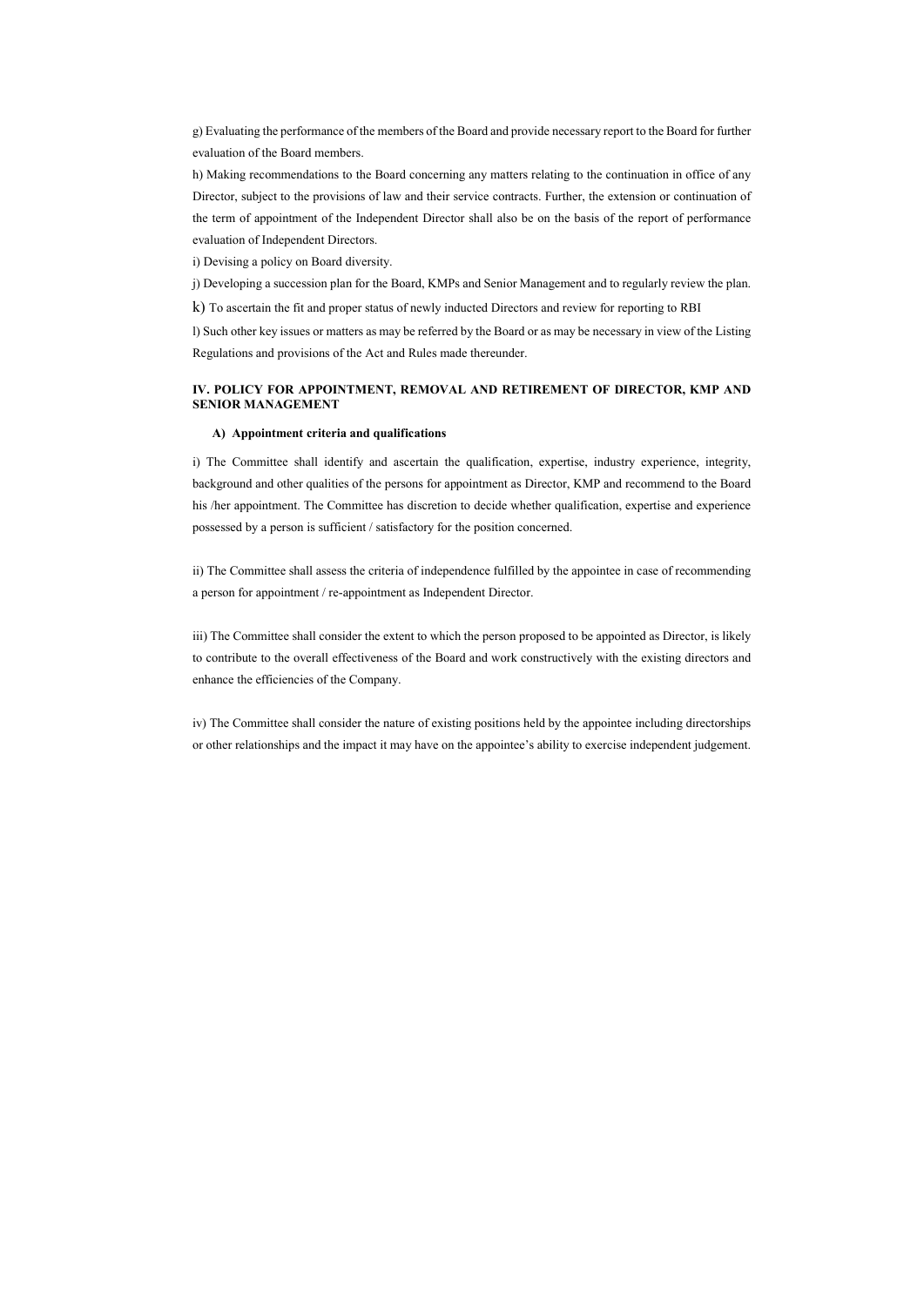g) Evaluating the performance of the members of the Board and provide necessary report to the Board for further evaluation of the Board members.

h) Making recommendations to the Board concerning any matters relating to the continuation in office of any Director, subject to the provisions of law and their service contracts. Further, the extension or continuation of the term of appointment of the Independent Director shall also be on the basis of the report of performance evaluation of Independent Directors.

i) Devising a policy on Board diversity.

j) Developing a succession plan for the Board, KMPs and Senior Management and to regularly review the plan.

k) To ascertain the fit and proper status of newly inducted Directors and review for reporting to RBI

l) Such other key issues or matters as may be referred by the Board or as may be necessary in view of the Listing Regulations and provisions of the Act and Rules made thereunder.

## IV. POLICY FOR APPOINTMENT, REMOVAL AND RETIREMENT OF DIRECTOR, KMP AND SENIOR MANAGEMENT

### A) Appointment criteria and qualifications

i) The Committee shall identify and ascertain the qualification, expertise, industry experience, integrity, background and other qualities of the persons for appointment as Director, KMP and recommend to the Board his /her appointment. The Committee has discretion to decide whether qualification, expertise and experience possessed by a person is sufficient / satisfactory for the position concerned.

ii) The Committee shall assess the criteria of independence fulfilled by the appointee in case of recommending a person for appointment / re-appointment as Independent Director.

iii) The Committee shall consider the extent to which the person proposed to be appointed as Director, is likely to contribute to the overall effectiveness of the Board and work constructively with the existing directors and enhance the efficiencies of the Company.

iv) The Committee shall consider the nature of existing positions held by the appointee including directorships or other relationships and the impact it may have on the appointee's ability to exercise independent judgement.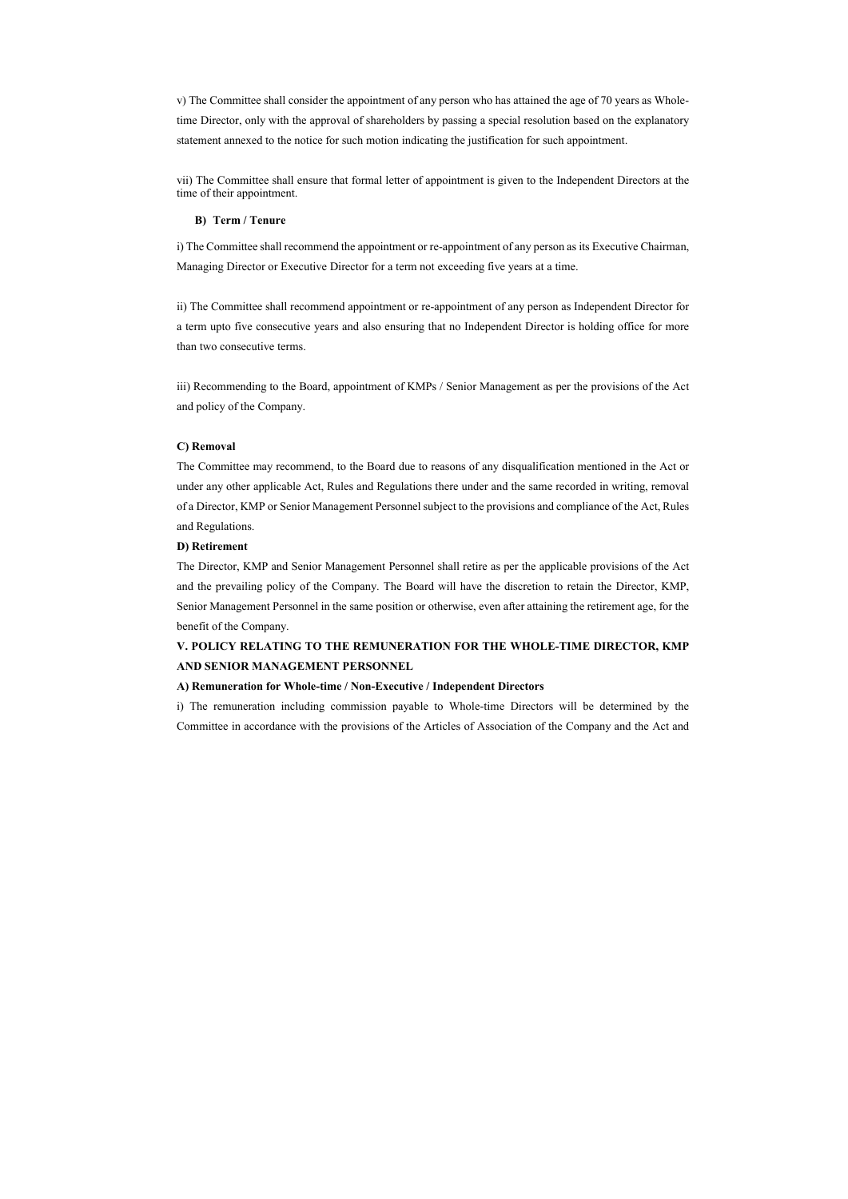v) The Committee shall consider the appointment of any person who has attained the age of 70 years as Whole-time Director, only with the approval of shareholders by passing a special resolution based on the explanatory statement annexed to the notice for such motion indicating the justification for such appointment.

vii) The Committee shall ensure that formal letter of appointment is given to the Independent Directors at the time of their appointment.

**B) Term / Tenure**

i) The Committee shall recommend the appointment or re-appointment of any person as its Executive Chairman, Managing Director or Executive Director for a term not exceeding five years at a time.

ii) The Committee shall recommend appointment or re-appointment of any person as Independent Director for a term upto five consecutive years and also ensuring that no Independent Director is holding office for more than two consecutive terms.

iii) Recommending to the Board, appointment of KMPs / Senior Management as per the provisions of the Act and policy of the Company.

**C) Removal**

The Committee may recommend, to the Board due to reasons of any disqualification mentioned in the Act or under any other applicable Act, Rules and Regulations there under and the same recorded in writing, removal of a Director, KMP or Senior Management Personnel subject to the provisions and compliance of the Act, Rules and Regulations.

**D) Retirement**

The Director, KMP and Senior Management Personnel shall retire as per the applicable provisions of the Act and the prevailing policy of the Company. The Board will have the discretion to retain the Director, KMP, Senior Management Personnel in the same position or otherwise, even after attaining the retirement age, for the benefit of the Company.

**V. POLICY RELATING TO THE REMUNERATION FOR THE WHOLE-TIME DIRECTOR, KMP AND SENIOR MANAGEMENT PERSONNEL**

**A) Remuneration for Whole-time / Non-Executive / Independent Directors**

i) The remuneration including commission payable to Whole-time Directors will be determined by the Committee in accordance with the provisions of the Articles of Association of the Company and the Act and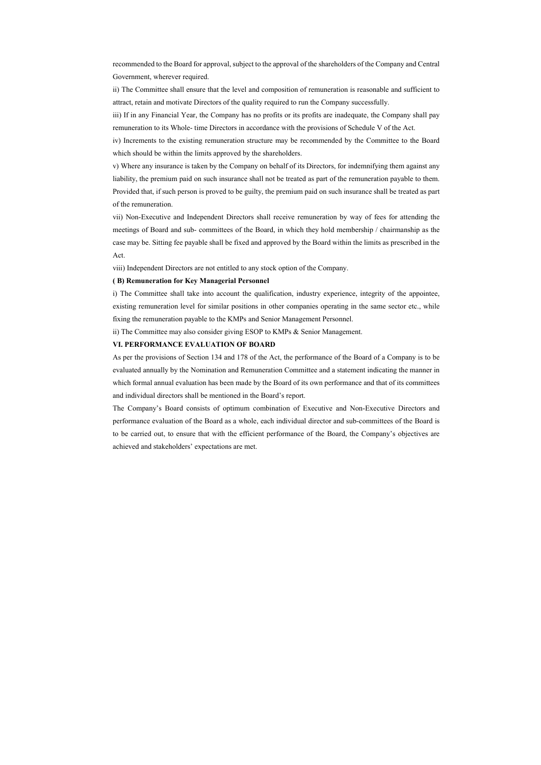recommended to the Board for approval, subject to the approval of the shareholders of the Company and Central Government, wherever required.

ii) The Committee shall ensure that the level and composition of remuneration is reasonable and sufficient to attract, retain and motivate Directors of the quality required to run the Company successfully.

iii) If in any Financial Year, the Company has no profits or its profits are inadequate, the Company shall pay remuneration to its Whole- time Directors in accordance with the provisions of Schedule V of the Act.

iv) Increments to the existing remuneration structure may be recommended by the Committee to the Board which should be within the limits approved by the shareholders.

v) Where any insurance is taken by the Company on behalf of its Directors, for indemnifying them against any liability, the premium paid on such insurance shall not be treated as part of the remuneration payable to them. Provided that, if such person is proved to be guilty, the premium paid on such insurance shall be treated as part of the remuneration.

vii) Non-Executive and Independent Directors shall receive remuneration by way of fees for attending the meetings of Board and sub- committees of the Board, in which they hold membership / chairmanship as the case may be. Sitting fee payable shall be fixed and approved by the Board within the limits as prescribed in the Act.

viii) Independent Directors are not entitled to any stock option of the Company.

**( B) Remuneration for Key Managerial Personnel**

i) The Committee shall take into account the qualification, industry experience, integrity of the appointee, existing remuneration level for similar positions in other companies operating in the same sector etc., while fixing the remuneration payable to the KMPs and Senior Management Personnel.

ii) The Committee may also consider giving ESOP to KMPs & Senior Management.

## VI. PERFORMANCE EVALUATION OF BOARD

As per the provisions of Section 134 and 178 of the Act, the performance of the Board of a Company is to be evaluated annually by the Nomination and Remuneration Committee and a statement indicating the manner in which formal annual evaluation has been made by the Board of its own performance and that of its committees and individual directors shall be mentioned in the Board's report.

The Company's Board consists of optimum combination of Executive and Non-Executive Directors and performance evaluation of the Board as a whole, each individual director and sub-committees of the Board is to be carried out, to ensure that with the efficient performance of the Board, the Company's objectives are achieved and stakeholders' expectations are met.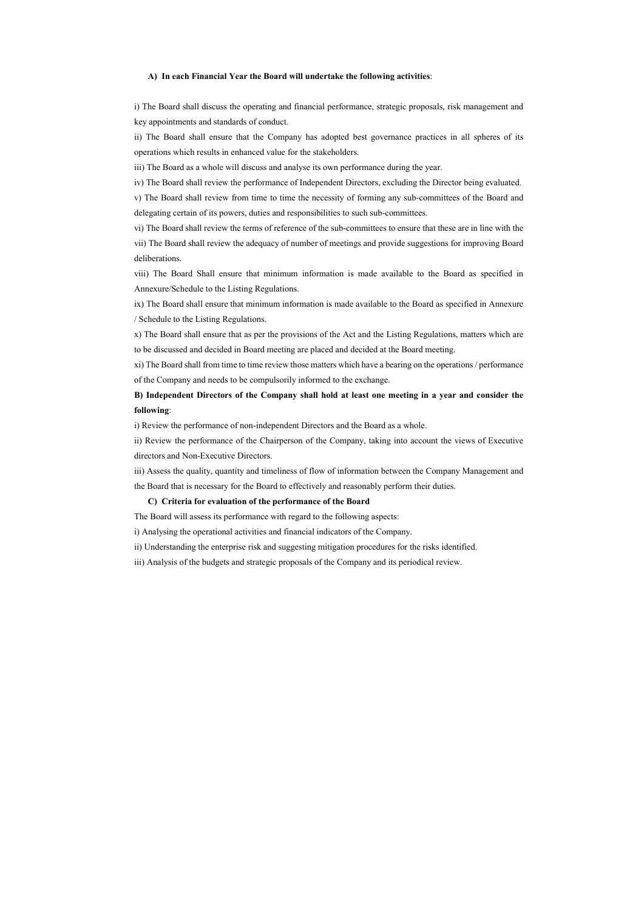**A) In each Financial Year the Board will undertake the following activities**:

i) The Board shall discuss the operating and financial performance, strategic proposals, risk management and key appointments and standards of conduct.

ii) The Board shall ensure that the Company has adopted best governance practices in all spheres of its operations which results in enhanced value for the stakeholders.

iii) The Board as a whole will discuss and analyse its own performance during the year.

iv) The Board shall review the performance of Independent Directors, excluding the Director being evaluated.

v) The Board shall review from time to time the necessity of forming any sub-committees of the Board and delegating certain of its powers, duties and responsibilities to such sub-committees.

vi) The Board shall review the terms of reference of the sub-committees to ensure that these are in line with the

vii) The Board shall review the adequacy of number of meetings and provide suggestions for improving Board deliberations.

viii) The Board Shall ensure that minimum information is made available to the Board as specified in Annexure/Schedule to the Listing Regulations.

ix) The Board shall ensure that minimum information is made available to the Board as specified in Annexure / Schedule to the Listing Regulations.

x) The Board shall ensure that as per the provisions of the Act and the Listing Regulations, matters which are to be discussed and decided in Board meeting are placed and decided at the Board meeting.

xi) The Board shall from time to time review those matters which have a bearing on the operations / performance of the Company and needs to be compulsorily informed to the exchange.

**B) Independent Directors of the Company shall hold at least one meeting in a year and consider the following**:

i) Review the performance of non-independent Directors and the Board as a whole.

ii) Review the performance of the Chairperson of the Company, taking into account the views of Executive directors and Non-Executive Directors.

iii) Assess the quality, quantity and timeliness of flow of information between the Company Management and the Board that is necessary for the Board to effectively and reasonably perform their duties.

**C) Criteria for evaluation of the performance of the Board**

The Board will assess its performance with regard to the following aspects:

i) Analysing the operational activities and financial indicators of the Company.

ii) Understanding the enterprise risk and suggesting mitigation procedures for the risks identified.

iii) Analysis of the budgets and strategic proposals of the Company and its periodical review.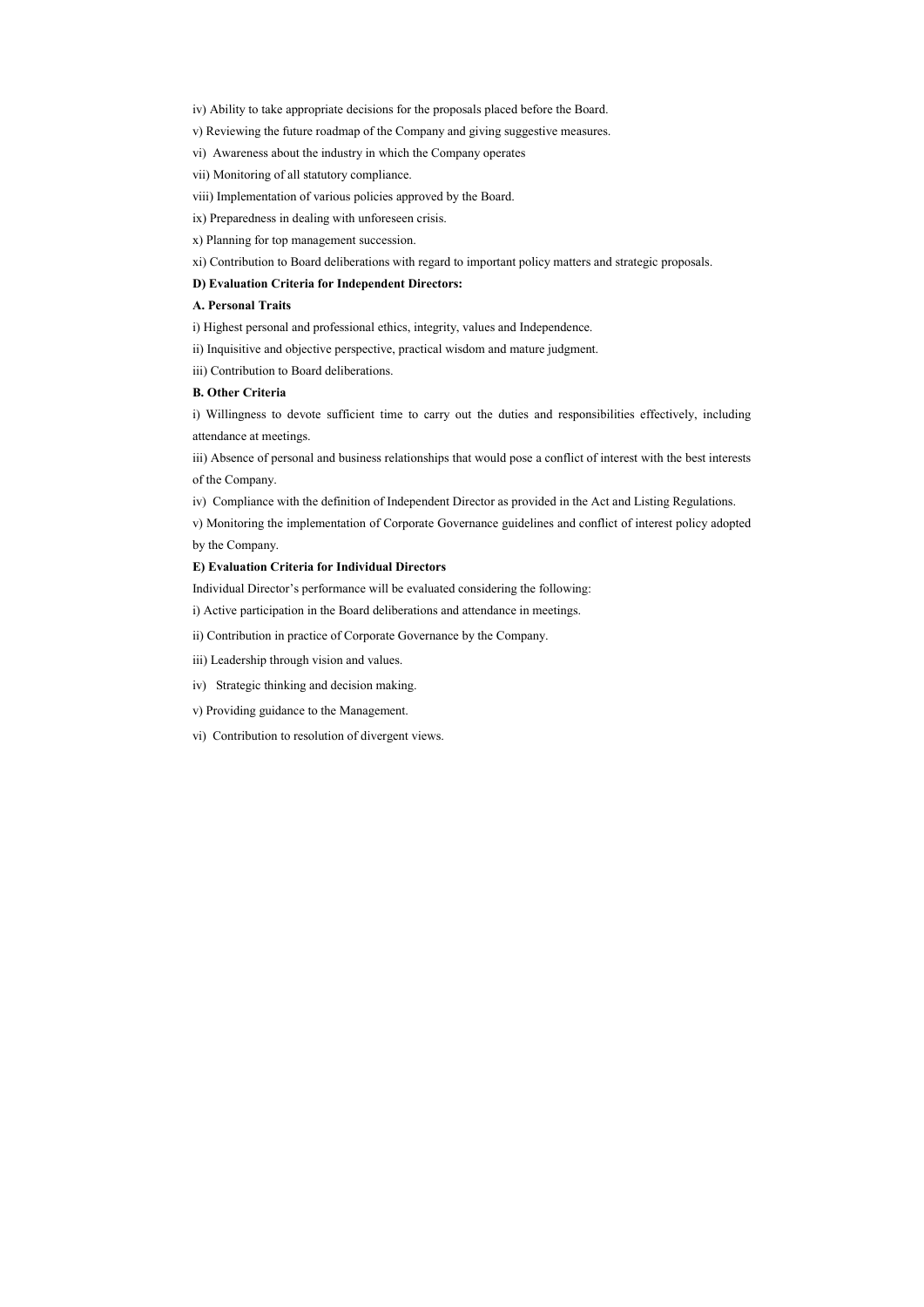iv) Ability to take appropriate decisions for the proposals placed before the Board.

v) Reviewing the future roadmap of the Company and giving suggestive measures.

vi) Awareness about the industry in which the Company operates

vii) Monitoring of all statutory compliance.

viii) Implementation of various policies approved by the Board.

ix) Preparedness in dealing with unforeseen crisis.

x) Planning for top management succession.

xi) Contribution to Board deliberations with regard to important policy matters and strategic proposals.

**D) Evaluation Criteria for Independent Directors:**

**A. Personal Traits**

i) Highest personal and professional ethics, integrity, values and Independence.

ii) Inquisitive and objective perspective, practical wisdom and mature judgment.

iii) Contribution to Board deliberations.

**B. Other Criteria**

i) Willingness to devote sufficient time to carry out the duties and responsibilities effectively, including attendance at meetings.

iii) Absence of personal and business relationships that would pose a conflict of interest with the best interests of the Company.

iv) Compliance with the definition of Independent Director as provided in the Act and Listing Regulations.

v) Monitoring the implementation of Corporate Governance guidelines and conflict of interest policy adopted by the Company.

**E) Evaluation Criteria for Individual Directors**

Individual Director's performance will be evaluated considering the following:

i) Active participation in the Board deliberations and attendance in meetings.

ii) Contribution in practice of Corporate Governance by the Company.

iii) Leadership through vision and values.

iv) Strategic thinking and decision making.

v) Providing guidance to the Management.

vi) Contribution to resolution of divergent views.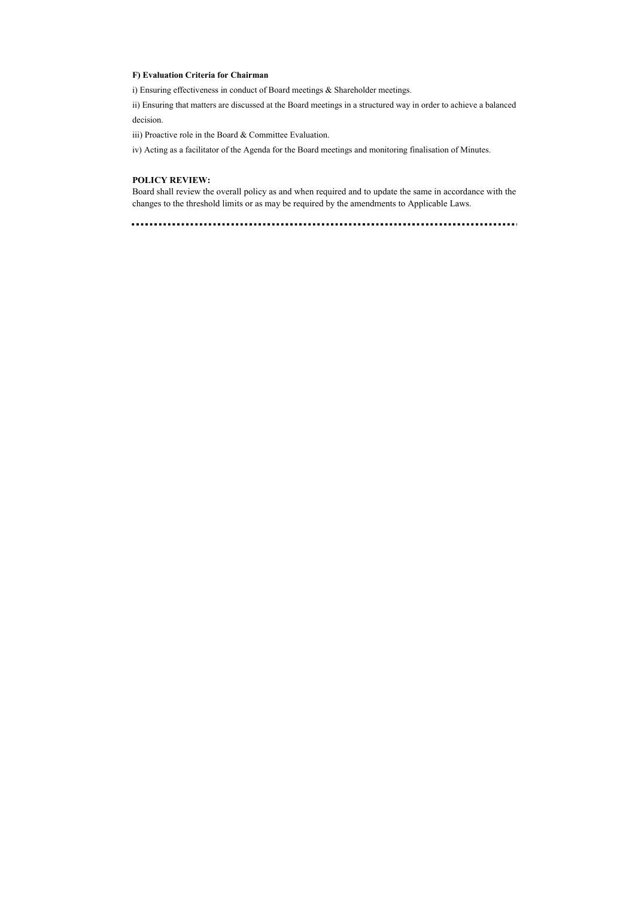**F) Evaluation Criteria for Chairman**

i) Ensuring effectiveness in conduct of Board meetings & Shareholder meetings.

ii) Ensuring that matters are discussed at the Board meetings in a structured way in order to achieve a balanced decision.

iii) Proactive role in the Board & Committee Evaluation.

iv) Acting as a facilitator of the Agenda for the Board meetings and monitoring finalisation of Minutes.

**POLICY REVIEW:**

Board shall review the overall policy as and when required and to update the same in accordance with the changes to the threshold limits or as may be required by the amendments to Applicable Laws.